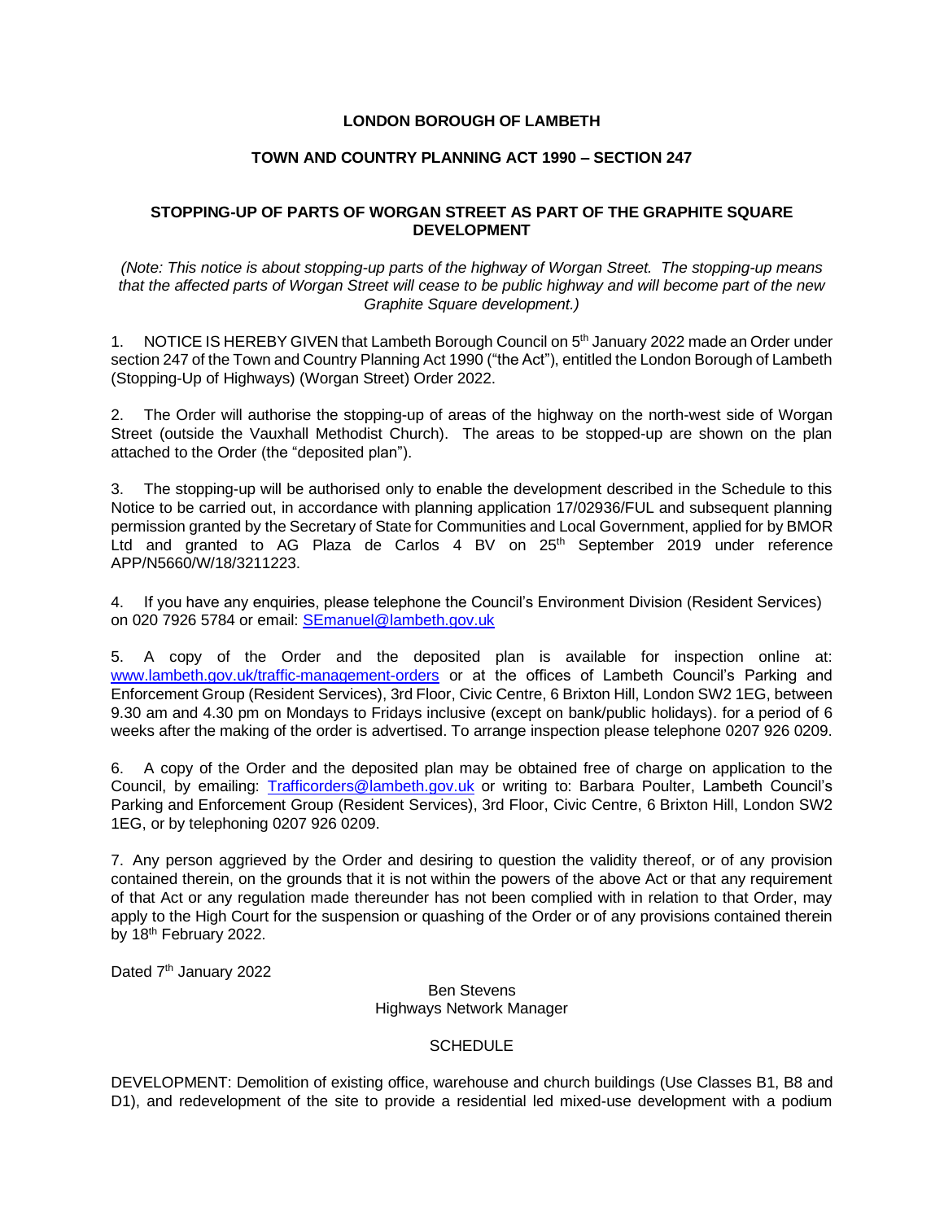**LONDON BOROUGH OF LAMBETH**

**TOWN AND COUNTRY PLANNING ACT 1990 – SECTION 247**

**STOPPING-UP OF PARTS OF WORGAN STREET AS PART OF THE GRAPHITE SQUARE DEVELOPMENT**

*(Note: This notice is about stopping-up parts of the highway of Worgan Street. The stopping-up means that the affected parts of Worgan Street will cease to be public highway and will become part of the new Graphite Square development.)*

1. NOTICE IS HEREBY GIVEN that Lambeth Borough Council on 5th January 2022 made an Order under section 247 of the Town and Country Planning Act 1990 ("the Act"), entitled the London Borough of Lambeth (Stopping-Up of Highways) (Worgan Street) Order 2022.

2. The Order will authorise the stopping-up of areas of the highway on the north-west side of Worgan Street (outside the Vauxhall Methodist Church). The areas to be stopped-up are shown on the plan attached to the Order (the "deposited plan").

3. The stopping-up will be authorised only to enable the development described in the Schedule to this Notice to be carried out, in accordance with planning application 17/02936/FUL and subsequent planning permission granted by the Secretary of State for Communities and Local Government, applied for by BMOR Ltd and granted to AG Plaza de Carlos 4 BV on 25th September 2019 under reference APP/N5660/W/18/3211223.

4. If you have any enquiries, please telephone the Council's Environment Division (Resident Services) on 020 7926 5784 or email: SEmanuel@lambeth.gov.uk

5. A copy of the Order and the deposited plan is available for inspection online at: www.lambeth.gov.uk/traffic-management-orders or at the offices of Lambeth Council's Parking and Enforcement Group (Resident Services), 3rd Floor, Civic Centre, 6 Brixton Hill, London SW2 1EG, between 9.30 am and 4.30 pm on Mondays to Fridays inclusive (except on bank/public holidays). for a period of 6 weeks after the making of the order is advertised. To arrange inspection please telephone 0207 926 0209.

6. A copy of the Order and the deposited plan may be obtained free of charge on application to the Council, by emailing: Trafficorders@lambeth.gov.uk or writing to: Barbara Poulter, Lambeth Council's Parking and Enforcement Group (Resident Services), 3rd Floor, Civic Centre, 6 Brixton Hill, London SW2 1EG, or by telephoning 0207 926 0209.

7. Any person aggrieved by the Order and desiring to question the validity thereof, or of any provision contained therein, on the grounds that it is not within the powers of the above Act or that any requirement of that Act or any regulation made thereunder has not been complied with in relation to that Order, may apply to the High Court for the suspension or quashing of the Order or of any provisions contained therein by 18th February 2022.

Dated 7th January 2022

Ben Stevens
Highways Network Manager

SCHEDULE

DEVELOPMENT: Demolition of existing office, warehouse and church buildings (Use Classes B1, B8 and D1), and redevelopment of the site to provide a residential led mixed-use development with a podium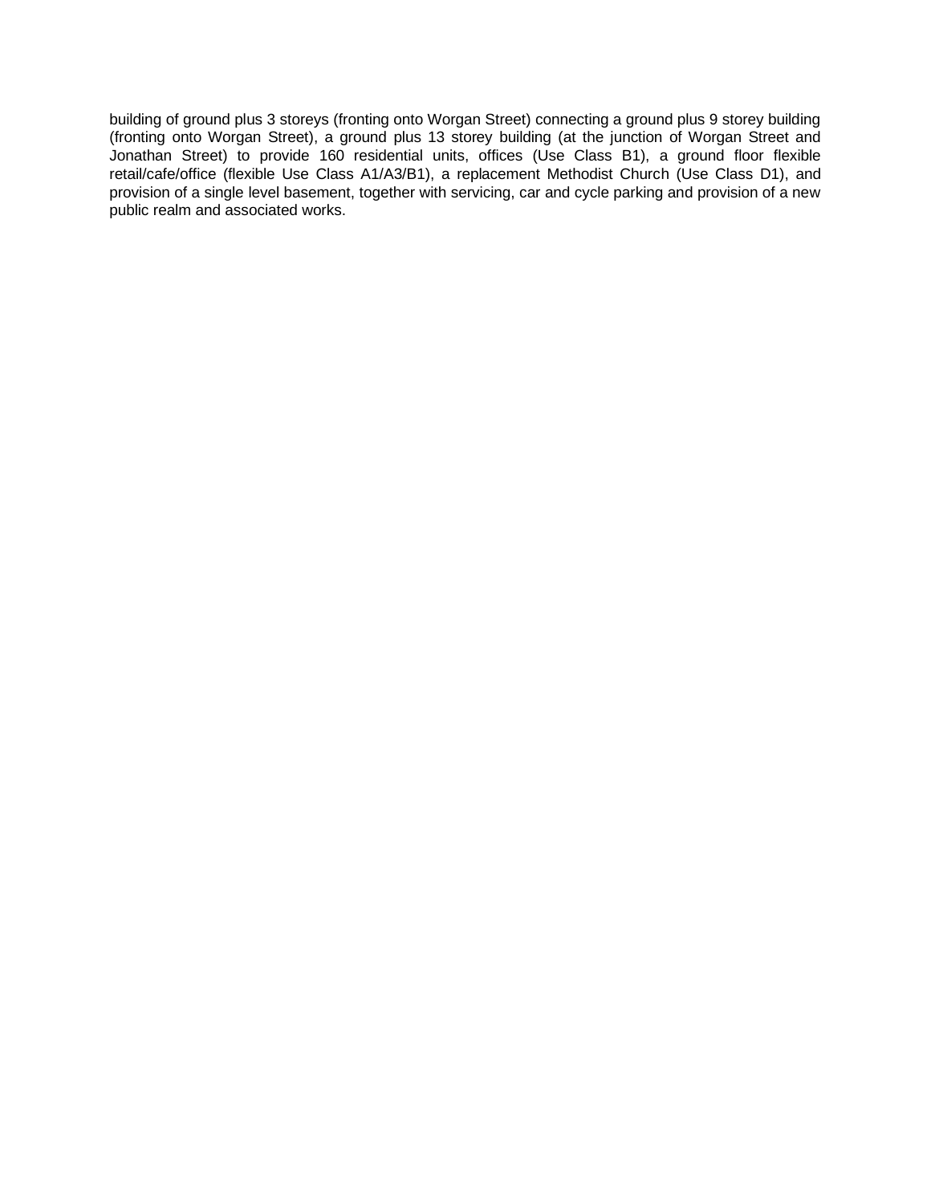building of ground plus 3 storeys (fronting onto Worgan Street) connecting a ground plus 9 storey building (fronting onto Worgan Street), a ground plus 13 storey building (at the junction of Worgan Street and Jonathan Street) to provide 160 residential units, offices (Use Class B1), a ground floor flexible retail/cafe/office (flexible Use Class A1/A3/B1), a replacement Methodist Church (Use Class D1), and provision of a single level basement, together with servicing, car and cycle parking and provision of a new public realm and associated works.